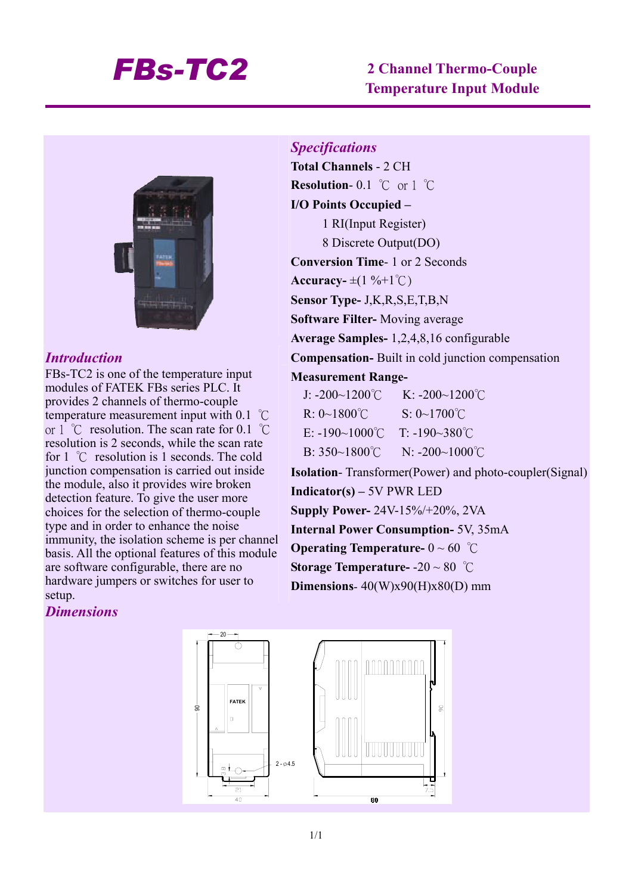# FBs-TC2

## 2 Channel Thermo-Couple Temperature Input Module

### *Introduction*

FBs-TC2 is one of the temperature input modules of FATEK FBs series PLC. It provides 2 channels of thermo-couple temperature measurement input with 0.1 ℃ or 1 ℃ resolution. The scan rate for 0.1 ℃ resolution is 2 seconds, while the scan rate for 1 ℃ resolution is 1 seconds. The cold junction compensation is carried out inside the module, also it provides wire broken detection feature. To give the user more choices for the selection of thermo-couple type and in order to enhance the noise immunity, the isolation scheme is per channel basis. All the optional features of this module are software configurable, there are no hardware jumpers or switches for user to setup.

### *Specifications*

**Total Channels** - 2 CH

**Resolution**- 0.1 ℃ or 1 ℃

**I/O Points Occupied –**

- 1 RI(Input Register)
- 8 Discrete Output(DO)

**Conversion Time**- 1 or 2 Seconds

**Accuracy-** ±(1 %+1℃)

**Sensor Type-** J,K,R,S,E,T,B,N

**Software Filter-** Moving average

**Average Samples-** 1,2,4,8,16 configurable

**Compensation-** Built in cold junction compensation

**Measurement Range-**

| | |
|---|---|
| J: -200~1200℃ | K: -200~1200℃ |
| R: 0~1800℃ | S: 0~1700℃ |
| E: -190~1000℃ | T: -190~380℃ |
| B: 350~1800℃ | N: -200~1000℃ |

**Isolation**- Transformer(Power) and photo-coupler(Signal)

**Indicator(s) –** 5V PWR LED

**Supply Power-** 24V-15%/+20%, 2VA

**Internal Power Consumption-** 5V, 35mA

**Operating Temperature-** 0 ~ 60 ℃

**Storage Temperature-** -20 ~ 80 ℃

**Dimensions**- 40(W)x90(H)x80(D) mm

### *Dimensions*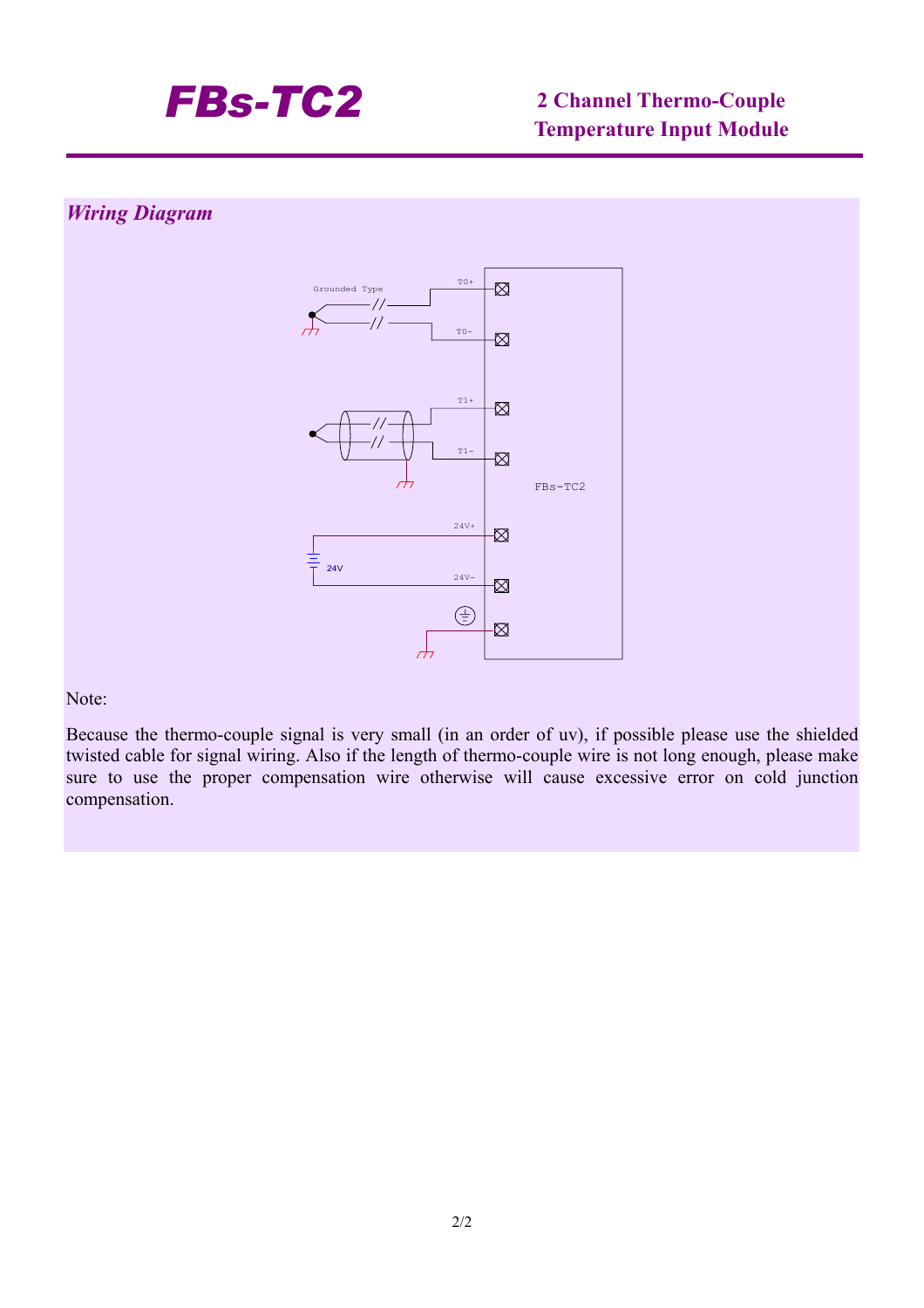# FBs-TC2

**2 Channel Thermo-Couple Temperature Input Module**

## *Wiring Diagram*

Note:

Because the thermo-couple signal is very small (in an order of uv), if possible please use the shielded twisted cable for signal wiring. Also if the length of thermo-couple wire is not long enough, please make sure to use the proper compensation wire otherwise will cause excessive error on cold junction compensation.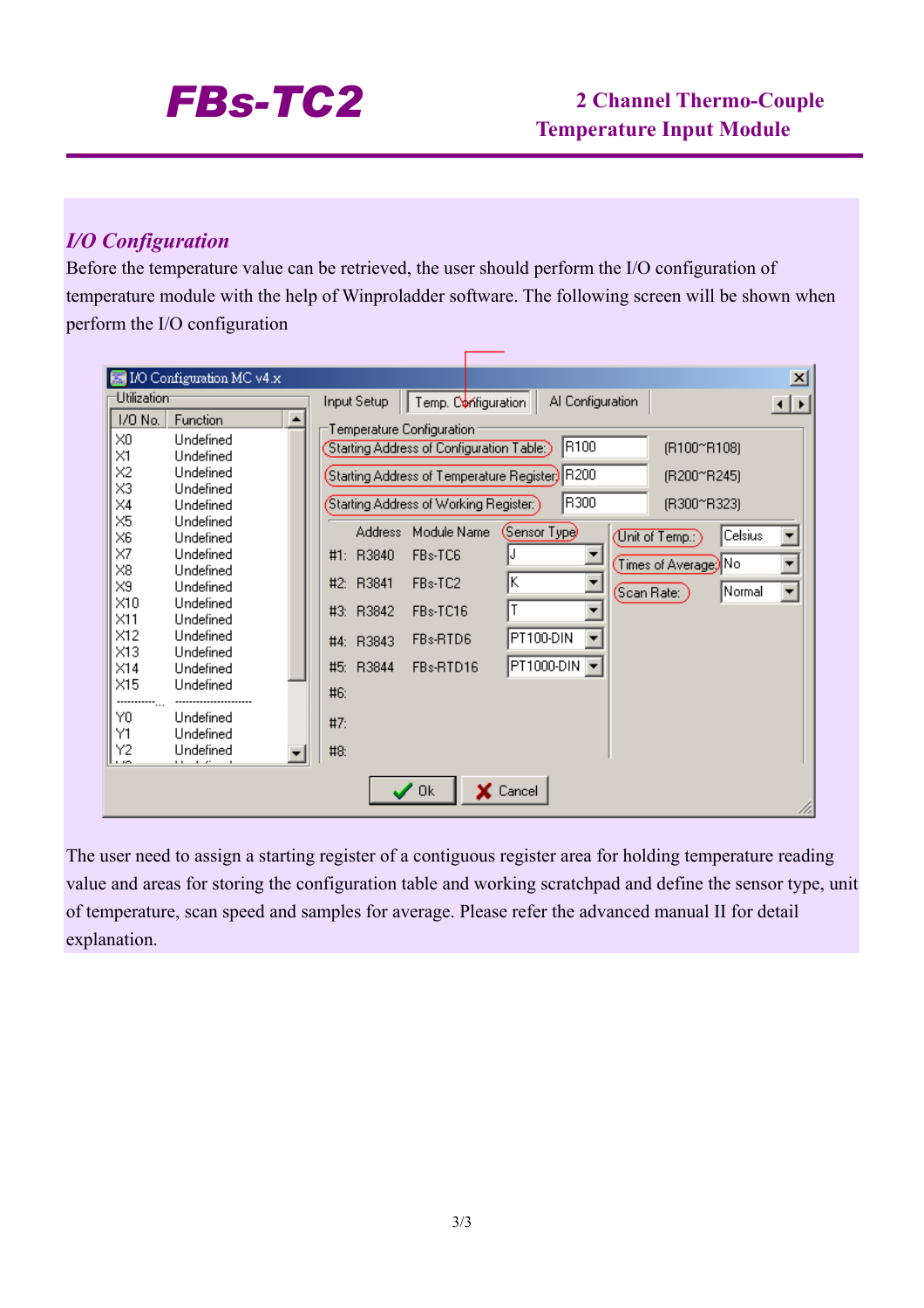## *I/O Configuration*

Before the temperature value can be retrieved, the user should perform the I/O configuration of temperature module with the help of Winproladder software. The following screen will be shown when perform the I/O configuration

The user need to assign a starting register of a contiguous register area for holding temperature reading value and areas for storing the configuration table and working scratchpad and define the sensor type, unit of temperature, scan speed and samples for average. Please refer the advanced manual II for detail explanation.